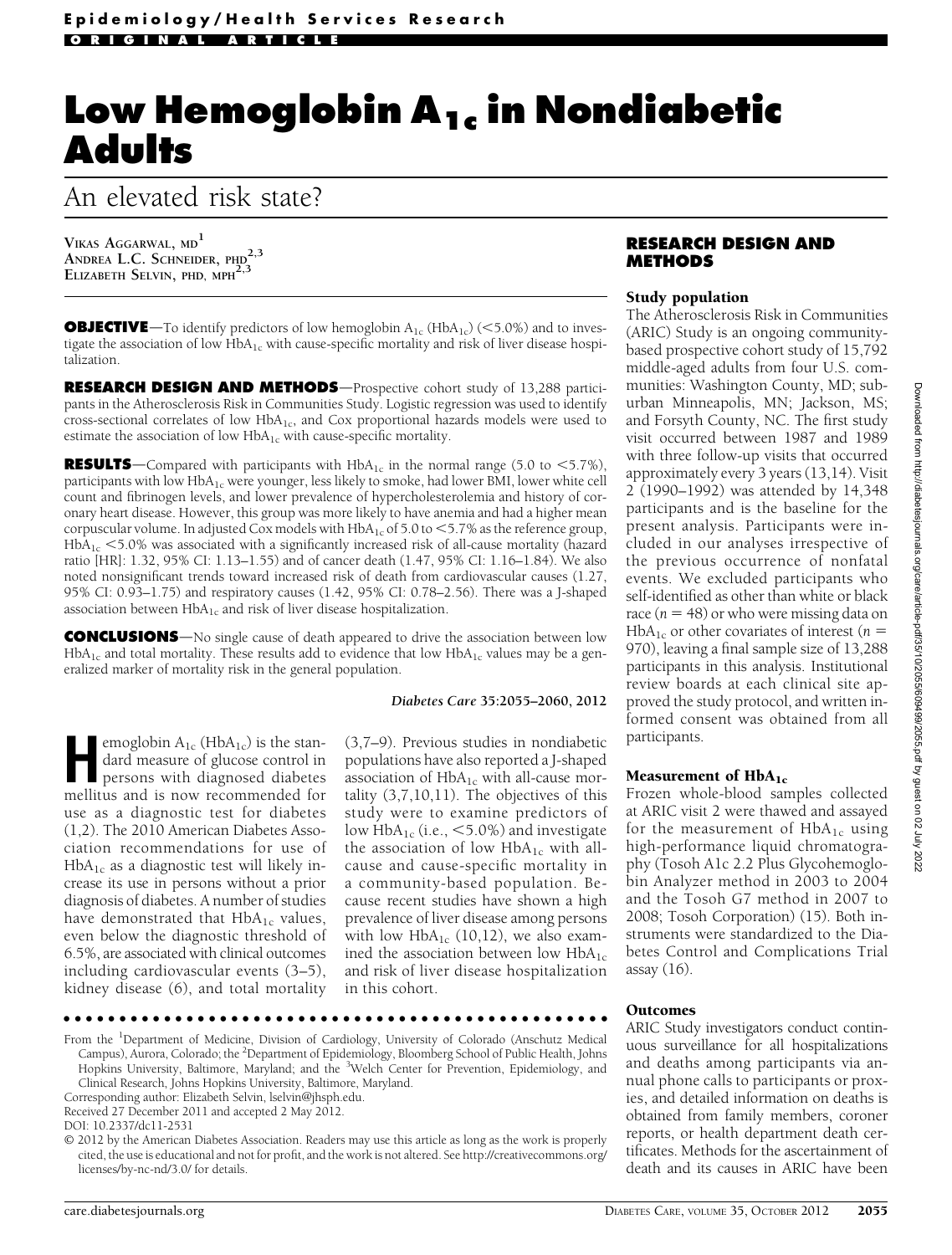Epidemiology/Health Services Research

ORIGINAL ARTICLE

# Low Hemoglobin $A_{1c}$ in Nondiabetic Adults

## An elevated risk state?

Vikas Aggarwal, MD[1]
Andrea L.C. Schneider, PhD[2,3]
Elizabeth Selvin, PhD, MPH[2,3]

**OBJECTIVE**—To identify predictors of low hemoglobin $A_{1c}$ ($HbA_{1c}$) (<5.0%) and to investigate the association of low $HbA_{1c}$ with cause-specific mortality and risk of liver disease hospitalization.

**RESEARCH DESIGN AND METHODS**—Prospective cohort study of 13,288 participants in the Atherosclerosis Risk in Communities Study. Logistic regression was used to identify cross-sectional correlates of low $HbA_{1c}$, and Cox proportional hazards models were used to estimate the association of low $HbA_{1c}$ with cause-specific mortality.

**RESULTS**—Compared with participants with $HbA_{1c}$ in the normal range (5.0 to <5.7%), participants with low $HbA_{1c}$ were younger, less likely to smoke, had lower BMI, lower white cell count and fibrinogen levels, and lower prevalence of hypercholesterolemia and history of coronary heart disease. However, this group was more likely to have anemia and had a higher mean corpuscular volume. In adjusted Cox models with $HbA_{1c}$ of 5.0 to <5.7% as the reference group, $HbA_{1c}$ <5.0% was associated with a significantly increased risk of all-cause mortality (hazard ratio [HR]: 1.32, 95% CI: 1.13–1.55) and of cancer death (1.47, 95% CI: 1.16–1.84). We also noted nonsignificant trends toward increased risk of death from cardiovascular causes (1.27, 95% CI: 0.93–1.75) and respiratory causes (1.42, 95% CI: 0.78–2.56). There was a J-shaped association between $HbA_{1c}$ and risk of liver disease hospitalization.

**CONCLUSIONS**—No single cause of death appeared to drive the association between low $HbA_{1c}$ and total mortality. These results add to evidence that low $HbA_{1c}$ values may be a generalized marker of mortality risk in the general population.

*Diabetes Care* 35:2055–2060, 2012

Hemoglobin $A_{1c}$ ($HbA_{1c}$) is the standard measure of glucose control in persons with diagnosed diabetes mellitus and is now recommended for use as a diagnostic test for diabetes (1,2). The 2010 American Diabetes Association recommendations for use of $HbA_{1c}$ as a diagnostic test will likely increase its use in persons without a prior diagnosis of diabetes. A number of studies have demonstrated that $HbA_{1c}$ values, even below the diagnostic threshold of 6.5%, are associated with clinical outcomes including cardiovascular events (3–5), kidney disease (6), and total mortality (3,7–9). Previous studies in nondiabetic populations have also reported a J-shaped association of $HbA_{1c}$ with all-cause mortality (3,7,10,11). The objectives of this study were to examine predictors of low $HbA_{1c}$ (i.e., <5.0%) and investigate the association of low $HbA_{1c}$ with all-cause and cause-specific mortality in a community-based population. Because recent studies have shown a high prevalence of liver disease among persons with low $HbA_{1c}$ (10,12), we also examined the association between low $HbA_{1c}$ and risk of liver disease hospitalization in this cohort.

From the [1]Department of Medicine, Division of Cardiology, University of Colorado (Anschutz Medical Campus), Aurora, Colorado; the [2]Department of Epidemiology, Bloomberg School of Public Health, Johns Hopkins University, Baltimore, Maryland; and the [3]Welch Center for Prevention, Epidemiology, and Clinical Research, Johns Hopkins University, Baltimore, Maryland.

Corresponding author: Elizabeth Selvin, lselvin@jhsph.edu.

Received 27 December 2011 and accepted 2 May 2012.

DOI: 10.2337/dc11-2531

© 2012 by the American Diabetes Association. Readers may use this article as long as the work is properly cited, the use is educational and not for profit, and the work is not altered. See http://creativecommons.org/licenses/by-nc-nd/3.0/ for details.

## RESEARCH DESIGN AND METHODS

### Study population

The Atherosclerosis Risk in Communities (ARIC) Study is an ongoing community-based prospective cohort study of 15,792 middle-aged adults from four U.S. communities: Washington County, MD; suburban Minneapolis, MN; Jackson, MS; and Forsyth County, NC. The first study visit occurred between 1987 and 1989 with three follow-up visits that occurred approximately every 3 years (13,14). Visit 2 (1990–1992) was attended by 14,348 participants and is the baseline for the present analysis. Participants were included in our analyses irrespective of the previous occurrence of nonfatal events. We excluded participants who self-identified as other than white or black race ($n$ = 48) or who were missing data on $HbA_{1c}$ or other covariates of interest ($n$ = 970), leaving a final sample size of 13,288 participants in this analysis. Institutional review boards at each clinical site approved the study protocol, and written informed consent was obtained from all participants.

### Measurement of $HbA_{1c}$

Frozen whole-blood samples collected at ARIC visit 2 were thawed and assayed for the measurement of $HbA_{1c}$ using high-performance liquid chromatography (Tosoh A1c 2.2 Plus Glycohemoglobin Analyzer method in 2003 to 2004 and the Tosoh G7 method in 2007 to 2008; Tosoh Corporation) (15). Both instruments were standardized to the Diabetes Control and Complications Trial assay (16).

### Outcomes

ARIC Study investigators conduct continuous surveillance for all hospitalizations and deaths among participants via annual phone calls to participants or proxies, and detailed information on deaths is obtained from family members, coroner reports, or health department death certificates. Methods for the ascertainment of death and its causes in ARIC have been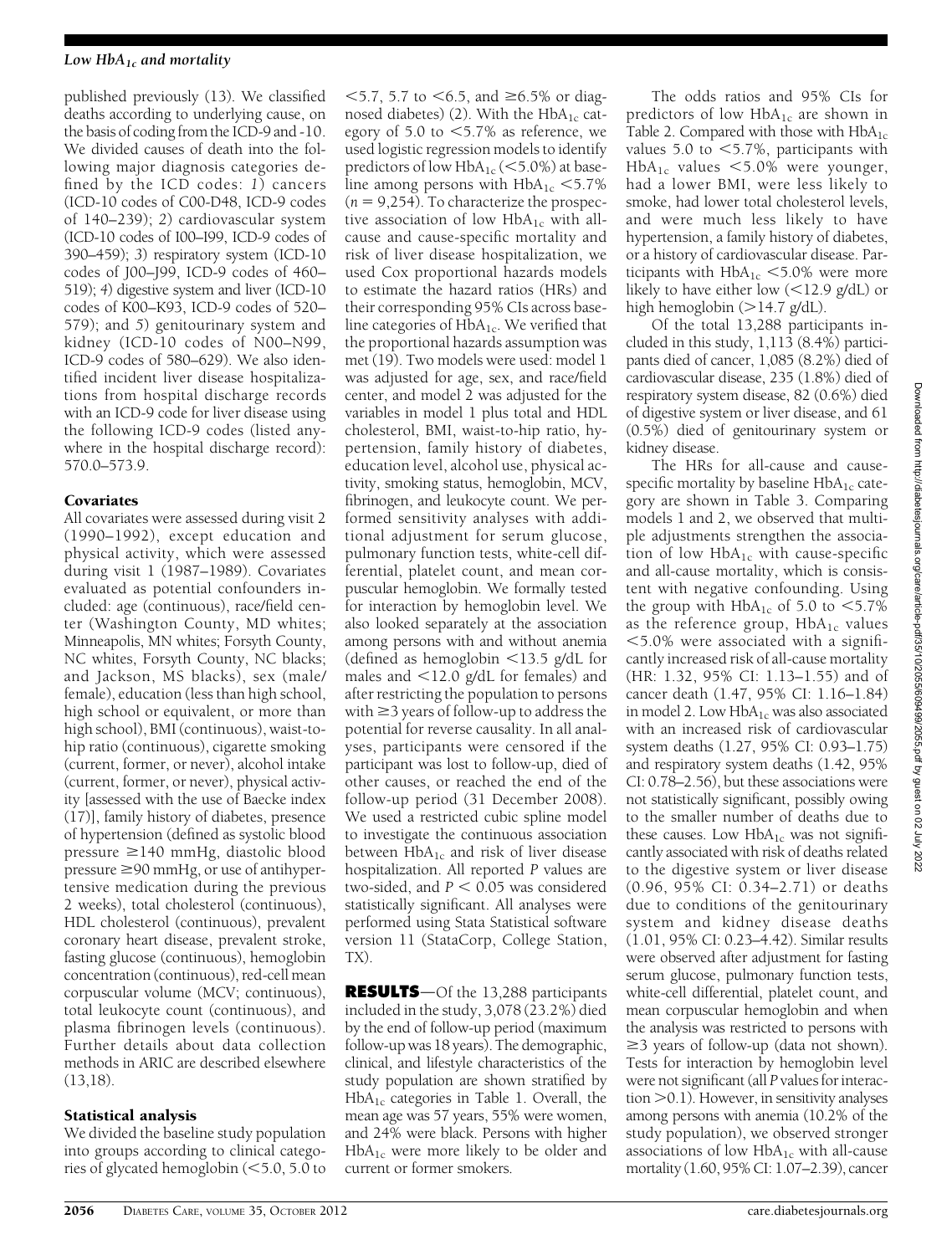published previously (13). We classified deaths according to underlying cause, on the basis of coding from the ICD-9 and -10. We divided causes of death into the following major diagnosis categories defined by the ICD codes: *1*) cancers (ICD-10 codes of C00-D48, ICD-9 codes of 140–239); *2*) cardiovascular system (ICD-10 codes of I00–I99, ICD-9 codes of 390–459); *3*) respiratory system (ICD-10 codes of J00–J99, ICD-9 codes of 460–519); *4*) digestive system and liver (ICD-10 codes of K00–K93, ICD-9 codes of 520–579); and *5*) genitourinary system and kidney (ICD-10 codes of N00–N99, ICD-9 codes of 580–629). We also identified incident liver disease hospitalizations from hospital discharge records with an ICD-9 code for liver disease using the following ICD-9 codes (listed anywhere in the hospital discharge record): 570.0–573.9.

### Covariates

All covariates were assessed during visit 2 (1990–1992), except education and physical activity, which were assessed during visit 1 (1987–1989). Covariates evaluated as potential confounders included: age (continuous), race/field center (Washington County, MD whites; Minneapolis, MN whites; Forsyth County, NC whites, Forsyth County, NC blacks; and Jackson, MS blacks), sex (male/female), education (less than high school, high school or equivalent, or more than high school), BMI (continuous), waist-to-hip ratio (continuous), cigarette smoking (current, former, or never), alcohol intake (current, former, or never), physical activity [assessed with the use of Baecke index (17)], family history of diabetes, presence of hypertension (defined as systolic blood pressure ≥140 mmHg, diastolic blood pressure ≥90 mmHg, or use of antihypertensive medication during the previous 2 weeks), total cholesterol (continuous), HDL cholesterol (continuous), prevalent coronary heart disease, prevalent stroke, fasting glucose (continuous), hemoglobin concentration (continuous), red-cell mean corpuscular volume (MCV; continuous), total leukocyte count (continuous), and plasma fibrinogen levels (continuous). Further details about data collection methods in ARIC are described elsewhere (13,18).

### Statistical analysis

We divided the baseline study population into groups according to clinical categories of glycated hemoglobin (<5.0, 5.0 to <5.7, 5.7 to <6.5, and ≥6.5% or diagnosed diabetes) (2). With the $HbA_{1c}$ category of 5.0 to <5.7% as reference, we used logistic regression models to identify predictors of low $HbA_{1c}$ (<5.0%) at baseline among persons with $HbA_{1c}$ <5.7% ($n$ = 9,254). To characterize the prospective association of low $HbA_{1c}$ with all-cause and cause-specific mortality and risk of liver disease hospitalization, we used Cox proportional hazards models to estimate the hazard ratios (HRs) and their corresponding 95% CIs across baseline categories of $HbA_{1c}$. We verified that the proportional hazards assumption was met (19). Two models were used: model 1 was adjusted for age, sex, and race/field center, and model 2 was adjusted for the variables in model 1 plus total and HDL cholesterol, BMI, waist-to-hip ratio, hypertension, family history of diabetes, education level, alcohol use, physical activity, smoking status, hemoglobin, MCV, fibrinogen, and leukocyte count. We performed sensitivity analyses with additional adjustment for serum glucose, pulmonary function tests, white-cell differential, platelet count, and mean corpuscular hemoglobin. We formally tested for interaction by hemoglobin level. We also looked separately at the association among persons with and without anemia (defined as hemoglobin <13.5 g/dL for males and <12.0 g/dL for females) and after restricting the population to persons with ≥3 years of follow-up to address the potential for reverse causality. In all analyses, participants were censored if the participant was lost to follow-up, died of other causes, or reached the end of the follow-up period (31 December 2008). We used a restricted cubic spline model to investigate the continuous association between $HbA_{1c}$ and risk of liver disease hospitalization. All reported $P$ values are two-sided, and $P < 0.05$ was considered statistically significant. All analyses were performed using Stata Statistical software version 11 (StataCorp, College Station, TX).

## RESULTS

Of the 13,288 participants included in the study, 3,078 (23.2%) died by the end of follow-up period (maximum follow-up was 18 years). The demographic, clinical, and lifestyle characteristics of the study population are shown stratified by $HbA_{1c}$ categories in Table 1. Overall, the mean age was 57 years, 55% were women, and 24% were black. Persons with higher $HbA_{1c}$ were more likely to be older and current or former smokers.

The odds ratios and 95% CIs for predictors of low $HbA_{1c}$ are shown in Table 2. Compared with those with $HbA_{1c}$ values 5.0 to <5.7%, participants with $HbA_{1c}$ values <5.0% were younger, had a lower BMI, were less likely to smoke, had lower total cholesterol levels, and were much less likely to have hypertension, a family history of diabetes, or a history of cardiovascular disease. Participants with $HbA_{1c}$ <5.0% were more likely to have either low (<12.9 g/dL) or high hemoglobin (>14.7 g/dL).

Of the total 13,288 participants included in this study, 1,113 (8.4%) participants died of cancer, 1,085 (8.2%) died of cardiovascular disease, 235 (1.8%) died of respiratory system disease, 82 (0.6%) died of digestive system or liver disease, and 61 (0.5%) died of genitourinary system or kidney disease.

The HRs for all-cause and cause-specific mortality by baseline $HbA_{1c}$ category are shown in Table 3. Comparing models 1 and 2, we observed that multiple adjustments strengthen the association of low $HbA_{1c}$ with cause-specific and all-cause mortality, which is consistent with negative confounding. Using the group with $HbA_{1c}$ of 5.0 to <5.7% as the reference group, $HbA_{1c}$ values <5.0% were associated with a significantly increased risk of all-cause mortality (HR: 1.32, 95% CI: 1.13–1.55) and of cancer death (1.47, 95% CI: 1.16–1.84) in model 2. Low $HbA_{1c}$ was also associated with an increased risk of cardiovascular system deaths (1.27, 95% CI: 0.93–1.75) and respiratory system deaths (1.42, 95% CI: 0.78–2.56), but these associations were not statistically significant, possibly owing to the smaller number of deaths due to these causes. Low $HbA_{1c}$ was not significantly associated with risk of deaths related to the digestive system or liver disease (0.96, 95% CI: 0.34–2.71) or deaths due to conditions of the genitourinary system and kidney disease deaths (1.01, 95% CI: 0.23–4.42). Similar results were observed after adjustment for fasting serum glucose, pulmonary function tests, white-cell differential, platelet count, and mean corpuscular hemoglobin and when the analysis was restricted to persons with ≥3 years of follow-up (data not shown). Tests for interaction by hemoglobin level were not significant (all $P$ values for interaction >0.1). However, in sensitivity analyses among persons with anemia (10.2% of the study population), we observed stronger associations of low $HbA_{1c}$ with all-cause mortality (1.60, 95% CI: 1.07–2.39), cancer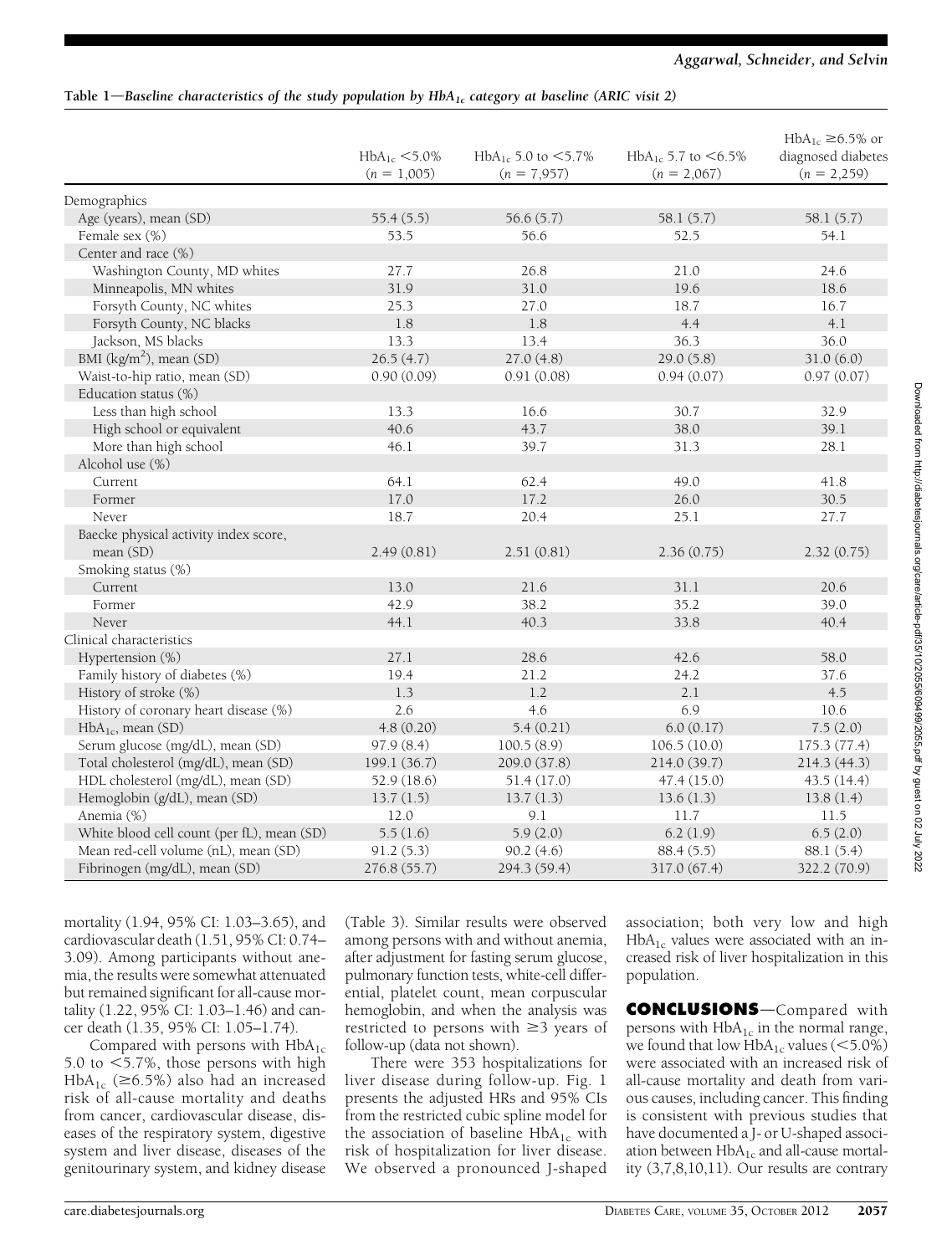**Table 1—Baseline characteristics of the study population by $HbA_{1c}$ category at baseline (ARIC visit 2)**

| | $HbA_{1c}$ <5.0% ($n$ = 1,005) | $HbA_{1c}$ 5.0 to <5.7% ($n$ = 7,957) | $HbA_{1c}$ 5.7 to <6.5% ($n$ = 2,067) | $HbA_{1c}$ ≥6.5% or diagnosed diabetes ($n$ = 2,259) |
|---|---|---|---|---|
| Demographics | | | | |
| Age (years), mean (SD) | 55.4 (5.5) | 56.6 (5.7) | 58.1 (5.7) | 58.1 (5.7) |
| Female sex (%) | 53.5 | 56.6 | 52.5 | 54.1 |
| Center and race (%) | | | | |
| Washington County, MD whites | 27.7 | 26.8 | 21.0 | 24.6 |
| Minneapolis, MN whites | 31.9 | 31.0 | 19.6 | 18.6 |
| Forsyth County, NC whites | 25.3 | 27.0 | 18.7 | 16.7 |
| Forsyth County, NC blacks | 1.8 | 1.8 | 4.4 | 4.1 |
| Jackson, MS blacks | 13.3 | 13.4 | 36.3 | 36.0 |
| BMI (kg/m$^2$), mean (SD) | 26.5 (4.7) | 27.0 (4.8) | 29.0 (5.8) | 31.0 (6.0) |
| Waist-to-hip ratio, mean (SD) | 0.90 (0.09) | 0.91 (0.08) | 0.94 (0.07) | 0.97 (0.07) |
| Education status (%) | | | | |
| Less than high school | 13.3 | 16.6 | 30.7 | 32.9 |
| High school or equivalent | 40.6 | 43.7 | 38.0 | 39.1 |
| More than high school | 46.1 | 39.7 | 31.3 | 28.1 |
| Alcohol use (%) | | | | |
| Current | 64.1 | 62.4 | 49.0 | 41.8 |
| Former | 17.0 | 17.2 | 26.0 | 30.5 |
| Never | 18.7 | 20.4 | 25.1 | 27.7 |
| Baecke physical activity index score, mean (SD) | 2.49 (0.81) | 2.51 (0.81) | 2.36 (0.75) | 2.32 (0.75) |
| Smoking status (%) | | | | |
| Current | 13.0 | 21.6 | 31.1 | 20.6 |
| Former | 42.9 | 38.2 | 35.2 | 39.0 |
| Never | 44.1 | 40.3 | 33.8 | 40.4 |
| Clinical characteristics | | | | |
| Hypertension (%) | 27.1 | 28.6 | 42.6 | 58.0 |
| Family history of diabetes (%) | 19.4 | 21.2 | 24.2 | 37.6 |
| History of stroke (%) | 1.3 | 1.2 | 2.1 | 4.5 |
| History of coronary heart disease (%) | 2.6 | 4.6 | 6.9 | 10.6 |
| $HbA_{1c}$, mean (SD) | 4.8 (0.20) | 5.4 (0.21) | 6.0 (0.17) | 7.5 (2.0) |
| Serum glucose (mg/dL), mean (SD) | 97.9 (8.4) | 100.5 (8.9) | 106.5 (10.0) | 175.3 (77.4) |
| Total cholesterol (mg/dL), mean (SD) | 199.1 (36.7) | 209.0 (37.8) | 214.0 (39.7) | 214.3 (44.3) |
| HDL cholesterol (mg/dL), mean (SD) | 52.9 (18.6) | 51.4 (17.0) | 47.4 (15.0) | 43.5 (14.4) |
| Hemoglobin (g/dL), mean (SD) | 13.7 (1.5) | 13.7 (1.3) | 13.6 (1.3) | 13.8 (1.4) |
| Anemia (%) | 12.0 | 9.1 | 11.7 | 11.5 |
| White blood cell count (per fL), mean (SD) | 5.5 (1.6) | 5.9 (2.0) | 6.2 (1.9) | 6.5 (2.0) |
| Mean red-cell volume (nL), mean (SD) | 91.2 (5.3) | 90.2 (4.6) | 88.4 (5.5) | 88.1 (5.4) |
| Fibrinogen (mg/dL), mean (SD) | 276.8 (55.7) | 294.3 (59.4) | 317.0 (67.4) | 322.2 (70.9) |

mortality (1.94, 95% CI: 1.03–3.65), and cardiovascular death (1.51, 95% CI: 0.74–3.09). Among participants without anemia, the results were somewhat attenuated but remained significant for all-cause mortality (1.22, 95% CI: 1.03–1.46) and cancer death (1.35, 95% CI: 1.05–1.74).

Compared with persons with $HbA_{1c}$ 5.0 to <5.7%, those persons with high $HbA_{1c}$ (≥6.5%) also had an increased risk of all-cause mortality and deaths from cancer, cardiovascular disease, diseases of the respiratory system, digestive system and liver disease, diseases of the genitourinary system, and kidney disease (Table 3). Similar results were observed among persons with and without anemia, after adjustment for fasting serum glucose, pulmonary function tests, white-cell differential, platelet count, mean corpuscular hemoglobin, and when the analysis was restricted to persons with ≥3 years of follow-up (data not shown).

There were 353 hospitalizations for liver disease during follow-up. Fig. 1 presents the adjusted HRs and 95% CIs from the restricted cubic spline model for the association of baseline $HbA_{1c}$ with risk of hospitalization for liver disease. We observed a pronounced J-shaped association; both very low and high $HbA_{1c}$ values were associated with an increased risk of liver hospitalization in this population.

**CONCLUSIONS**—Compared with persons with $HbA_{1c}$ in the normal range, we found that low $HbA_{1c}$ values (<5.0%) were associated with an increased risk of all-cause mortality and death from various causes, including cancer. This finding is consistent with previous studies that have documented a J- or U-shaped association between $HbA_{1c}$ and all-cause mortality (3,7,8,10,11). Our results are contrary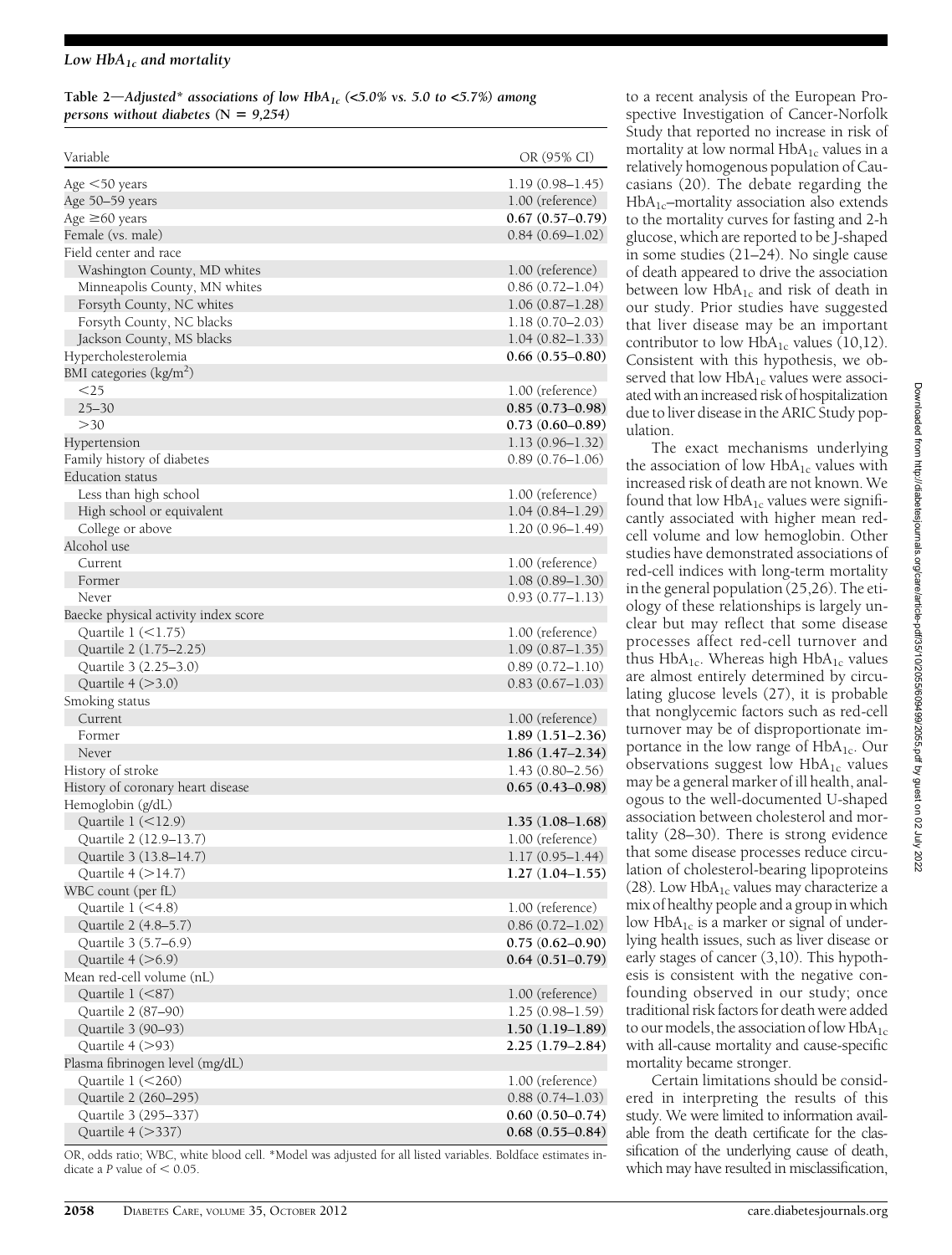**Table 2—Adjusted* associations of low $HbA_{1c}$ (<5.0% vs. 5.0 to <5.7%) among persons without diabetes (N = 9,254)**

| Variable | OR (95% CI) |
|---|---|
| Age <50 years | 1.19 (0.98–1.45) |
| Age 50–59 years | 1.00 (reference) |
| Age ≥60 years | **0.67 (0.57–0.79)** |
| Female (vs. male) | 0.84 (0.69–1.02) |
| Field center and race | |
| Washington County, MD whites | 1.00 (reference) |
| Minneapolis County, MN whites | 0.86 (0.72–1.04) |
| Forsyth County, NC whites | 1.06 (0.87–1.28) |
| Forsyth County, NC blacks | 1.18 (0.70–2.03) |
| Jackson County, MS blacks | 1.04 (0.82–1.33) |
| Hypercholesterolemia | **0.66 (0.55–0.80)** |
| BMI categories ($kg/m^2$) | |
| <25 | 1.00 (reference) |
| 25–30 | **0.85 (0.73–0.98)** |
| >30 | **0.73 (0.60–0.89)** |
| Hypertension | 1.13 (0.96–1.32) |
| Family history of diabetes | 0.89 (0.76–1.06) |
| Education status | |
| Less than high school | 1.00 (reference) |
| High school or equivalent | 1.04 (0.84–1.29) |
| College or above | 1.20 (0.96–1.49) |
| Alcohol use | |
| Current | 1.00 (reference) |
| Former | 1.08 (0.89–1.30) |
| Never | 0.93 (0.77–1.13) |
| Baecke physical activity index score | |
| Quartile 1 (<1.75) | 1.00 (reference) |
| Quartile 2 (1.75–2.25) | 1.09 (0.87–1.35) |
| Quartile 3 (2.25–3.0) | 0.89 (0.72–1.10) |
| Quartile 4 (>3.0) | 0.83 (0.67–1.03) |
| Smoking status | |
| Current | 1.00 (reference) |
| Former | **1.89 (1.51–2.36)** |
| Never | **1.86 (1.47–2.34)** |
| History of stroke | 1.43 (0.80–2.56) |
| History of coronary heart disease | **0.65 (0.43–0.98)** |
| Hemoglobin (g/dL) | |
| Quartile 1 (<12.9) | **1.35 (1.08–1.68)** |
| Quartile 2 (12.9–13.7) | 1.00 (reference) |
| Quartile 3 (13.8–14.7) | 1.17 (0.95–1.44) |
| Quartile 4 (>14.7) | **1.27 (1.04–1.55)** |
| WBC count (per fL) | |
| Quartile 1 (<4.8) | 1.00 (reference) |
| Quartile 2 (4.8–5.7) | 0.86 (0.72–1.02) |
| Quartile 3 (5.7–6.9) | **0.75 (0.62–0.90)** |
| Quartile 4 (>6.9) | **0.64 (0.51–0.79)** |
| Mean red-cell volume (nL) | |
| Quartile 1 (<87) | 1.00 (reference) |
| Quartile 2 (87–90) | 1.25 (0.98–1.59) |
| Quartile 3 (90–93) | **1.50 (1.19–1.89)** |
| Quartile 4 (>93) | **2.25 (1.79–2.84)** |
| Plasma fibrinogen level (mg/dL) | |
| Quartile 1 (<260) | 1.00 (reference) |
| Quartile 2 (260–295) | 0.88 (0.74–1.03) |
| Quartile 3 (295–337) | **0.60 (0.50–0.74)** |
| Quartile 4 (>337) | **0.68 (0.55–0.84)** |

OR, odds ratio; WBC, white blood cell. *Model was adjusted for all listed variables. Boldface estimates indicate a *P* value of < 0.05.

to a recent analysis of the European Prospective Investigation of Cancer-Norfolk Study that reported no increase in risk of mortality at low normal $HbA_{1c}$ values in a relatively homogenous population of Caucasians (20). The debate regarding the $HbA_{1c}$–mortality association also extends to the mortality curves for fasting and 2-h glucose, which are reported to be J-shaped in some studies (21–24). No single cause of death appeared to drive the association between low $HbA_{1c}$ and risk of death in our study. Prior studies have suggested that liver disease may be an important contributor to low $HbA_{1c}$ values (10,12). Consistent with this hypothesis, we observed that low $HbA_{1c}$ values were associated with an increased risk of hospitalization due to liver disease in the ARIC Study population.

The exact mechanisms underlying the association of low $HbA_{1c}$ values with increased risk of death are not known. We found that low $HbA_{1c}$ values were significantly associated with higher mean red-cell volume and low hemoglobin. Other studies have demonstrated associations of red-cell indices with long-term mortality in the general population (25,26). The etiology of these relationships is largely unclear but may reflect that some disease processes affect red-cell turnover and thus $HbA_{1c}$. Whereas high $HbA_{1c}$ values are almost entirely determined by circulating glucose levels (27), it is probable that nonglycemic factors such as red-cell turnover may be of disproportionate importance in the low range of $HbA_{1c}$. Our observations suggest low $HbA_{1c}$ values may be a general marker of ill health, analogous to the well-documented U-shaped association between cholesterol and mortality (28–30). There is strong evidence that some disease processes reduce circulation of cholesterol-bearing lipoproteins (28). Low $HbA_{1c}$ values may characterize a mix of healthy people and a group in which low $HbA_{1c}$ is a marker or signal of underlying health issues, such as liver disease or early stages of cancer (3,10). This hypothesis is consistent with the negative confounding observed in our study; once traditional risk factors for death were added to our models, the association of low $HbA_{1c}$ with all-cause mortality and cause-specific mortality became stronger.

Certain limitations should be considered in interpreting the results of this study. We were limited to information available from the death certificate for the classification of the underlying cause of death, which may have resulted in misclassification,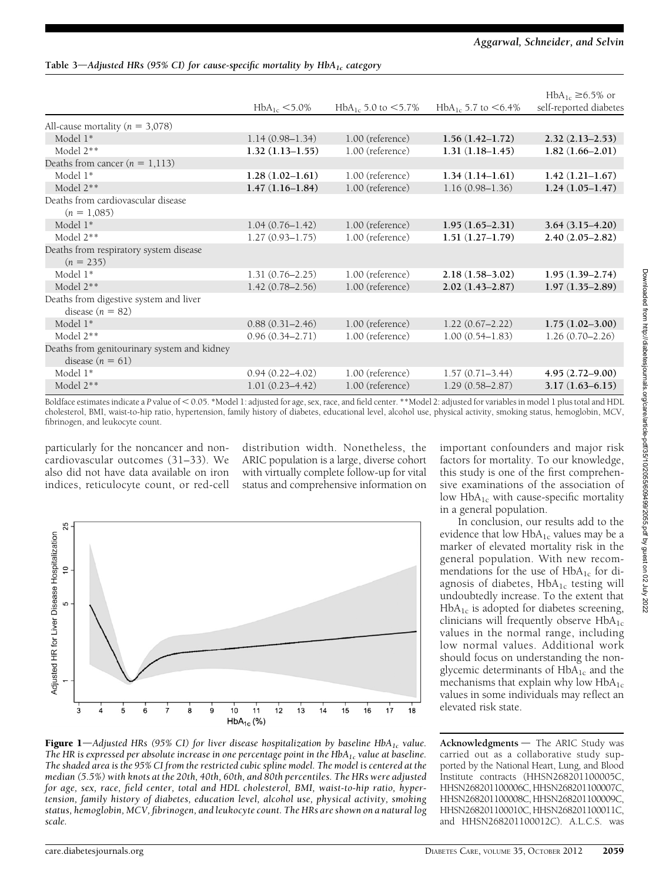**Table 3—Adjusted HRs (95% CI) for cause-specific mortality by $HbA_{1c}$ category**

| | $HbA_{1c}$ <5.0% | $HbA_{1c}$ 5.0 to <5.7% | $HbA_{1c}$ 5.7 to <6.4% | $HbA_{1c}$ ≥6.5% or self-reported diabetes |
|---|---|---|---|---|
| All-cause mortality ($n$ = 3,078) | | | | |
| Model 1* | 1.14 (0.98–1.34) | 1.00 (reference) | **1.56 (1.42–1.72)** | **2.32 (2.13–2.53)** |
| Model 2** | **1.32 (1.13–1.55)** | 1.00 (reference) | **1.31 (1.18–1.45)** | **1.82 (1.66–2.01)** |
| Deaths from cancer ($n$ = 1,113) | | | | |
| Model 1* | **1.28 (1.02–1.61)** | 1.00 (reference) | **1.34 (1.14–1.61)** | **1.42 (1.21–1.67)** |
| Model 2** | **1.47 (1.16–1.84)** | 1.00 (reference) | 1.16 (0.98–1.36) | **1.24 (1.05–1.47)** |
| Deaths from cardiovascular disease ($n$ = 1,085) | | | | |
| Model 1* | 1.04 (0.76–1.42) | 1.00 (reference) | **1.95 (1.65–2.31)** | **3.64 (3.15–4.20)** |
| Model 2** | 1.27 (0.93–1.75) | 1.00 (reference) | **1.51 (1.27–1.79)** | **2.40 (2.05–2.82)** |
| Deaths from respiratory system disease ($n$ = 235) | | | | |
| Model 1* | 1.31 (0.76–2.25) | 1.00 (reference) | **2.18 (1.58–3.02)** | **1.95 (1.39–2.74)** |
| Model 2** | 1.42 (0.78–2.56) | 1.00 (reference) | **2.02 (1.43–2.87)** | **1.97 (1.35–2.89)** |
| Deaths from digestive system and liver disease ($n$ = 82) | | | | |
| Model 1* | 0.88 (0.31–2.46) | 1.00 (reference) | 1.22 (0.67–2.22) | **1.75 (1.02–3.00)** |
| Model 2** | 0.96 (0.34–2.71) | 1.00 (reference) | 1.00 (0.54–1.83) | 1.26 (0.70–2.26) |
| Deaths from genitourinary system and kidney disease ($n$ = 61) | | | | |
| Model 1* | 0.94 (0.22–4.02) | 1.00 (reference) | 1.57 (0.71–3.44) | **4.95 (2.72–9.00)** |
| Model 2** | 1.01 (0.23–4.42) | 1.00 (reference) | 1.29 (0.58–2.87) | **3.17 (1.63–6.15)** |

Boldface estimates indicate a $P$ value of < 0.05. *Model 1: adjusted for age, sex, race, and field center. **Model 2: adjusted for variables in model 1 plus total and HDL cholesterol, BMI, waist-to-hip ratio, hypertension, family history of diabetes, educational level, alcohol use, physical activity, smoking status, hemoglobin, MCV, fibrinogen, and leukocyte count.

particularly for the noncancer and noncardiovascular outcomes (31–33). We also did not have data available on iron indices, reticulocyte count, or red-cell distribution width. Nonetheless, the ARIC population is a large, diverse cohort with virtually complete follow-up for vital status and comprehensive information on important confounders and major risk factors for mortality. To our knowledge, this study is one of the first comprehensive examinations of the association of low $HbA_{1c}$ with cause-specific mortality in a general population.

In conclusion, our results add to the evidence that low $HbA_{1c}$ values may be a marker of elevated mortality risk in the general population. With new recommendations for the use of $HbA_{1c}$ for diagnosis of diabetes, $HbA_{1c}$ testing will undoubtedly increase. To the extent that $HbA_{1c}$ is adopted for diabetes screening, clinicians will frequently observe $HbA_{1c}$ values in the normal range, including low normal values. Additional work should focus on understanding the nonglycemic determinants of $HbA_{1c}$ and the mechanisms that explain why low $HbA_{1c}$ values in some individuals may reflect an elevated risk state.

**Figure 1**—*Adjusted HRs (95% CI) for liver disease hospitalization by baseline $HbA_{1c}$ value. The HR is expressed per absolute increase in one percentage point in the $HbA_{1c}$ value at baseline. The shaded area is the 95% CI from the restricted cubic spline model. The model is centered at the median (5.5%) with knots at the 20th, 40th, 60th, and 80th percentiles. The HRs were adjusted for age, sex, race, field center, total and HDL cholesterol, BMI, waist-to-hip ratio, hypertension, family history of diabetes, education level, alcohol use, physical activity, smoking status, hemoglobin, MCV, fibrinogen, and leukocyte count. The HRs are shown on a natural log scale.*

**Acknowledgments**— The ARIC Study was carried out as a collaborative study supported by the National Heart, Lung, and Blood Institute contracts (HHSN268201100005C, HHSN268201100006C, HHSN268201100007C, HHSN268201100008C, HHSN268201100009C, HHSN268201100010C, HHSN268201100011C, and HHSN268201100012C). A.L.C.S. was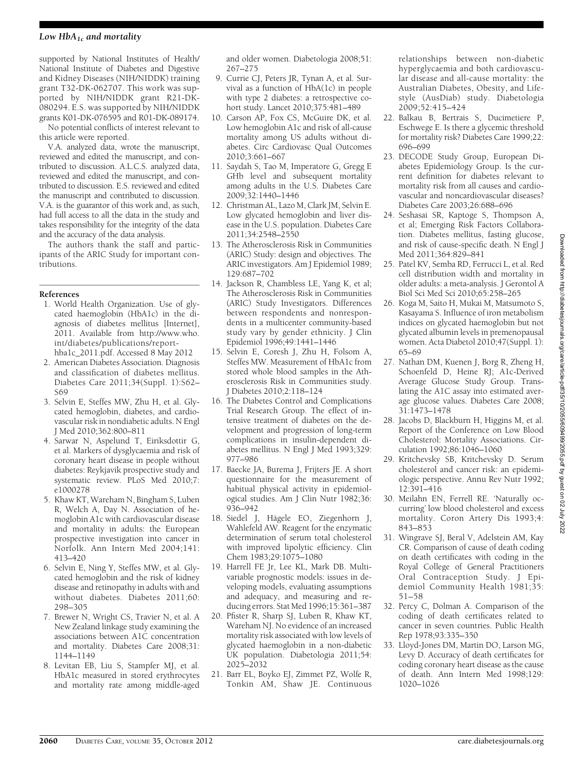supported by National Institutes of Health/National Institute of Diabetes and Digestive and Kidney Diseases (NIH/NIDDK) training grant T32-DK-062707. This work was supported by NIH/NIDDK grant R21-DK-080294. E.S. was supported by NIH/NIDDK grants K01-DK-076595 and R01-DK-089174.

No potential conflicts of interest relevant to this article were reported.

V.A. analyzed data, wrote the manuscript, reviewed and edited the manuscript, and contributed to discussion. A.L.C.S. analyzed data, reviewed and edited the manuscript, and contributed to discussion. E.S. reviewed and edited the manuscript and contributed to discussion. V.A. is the guarantor of this work and, as such, had full access to all the data in the study and takes responsibility for the integrity of the data and the accuracy of the data analysis.

The authors thank the staff and participants of the ARIC Study for important contributions.

#### References

1. World Health Organization. Use of glycated haemoglobin (HbA1c) in the diagnosis of diabetes mellitus [Internet], 2011. Available from http://www.who.int/diabetes/publications/report-hba1c_2011.pdf. Accessed 8 May 2012
2. American Diabetes Association. Diagnosis and classification of diabetes mellitus. Diabetes Care 2011;34(Suppl. 1):S62–S69
3. Selvin E, Steffes MW, Zhu H, et al. Glycated hemoglobin, diabetes, and cardiovascular risk in nondiabetic adults. N Engl J Med 2010;362:800–811
4. Sarwar N, Aspelund T, Eiriksdottir G, et al. Markers of dysglycaemia and risk of coronary heart disease in people without diabetes: Reykjavik prospective study and systematic review. PLoS Med 2010;7:e1000278
5. Khaw KT, Wareham N, Bingham S, Luben R, Welch A, Day N. Association of hemoglobin A1c with cardiovascular disease and mortality in adults: the European prospective investigation into cancer in Norfolk. Ann Intern Med 2004;141:413–420
6. Selvin E, Ning Y, Steffes MW, et al. Glycated hemoglobin and the risk of kidney disease and retinopathy in adults with and without diabetes. Diabetes 2011;60:298–305
7. Brewer N, Wright CS, Travier N, et al. A New Zealand linkage study examining the associations between A1C concentration and mortality. Diabetes Care 2008;31:1144–1149
8. Levitan EB, Liu S, Stampfer MJ, et al. HbA1c measured in stored erythrocytes and mortality rate among middle-aged and older women. Diabetologia 2008;51:267–275
9. Currie CJ, Peters JR, Tynan A, et al. Survival as a function of HbA(1c) in people with type 2 diabetes: a retrospective cohort study. Lancet 2010;375:481–489
10. Carson AP, Fox CS, McGuire DK, et al. Low hemoglobin A1c and risk of all-cause mortality among US adults without diabetes. Circ Cardiovasc Qual Outcomes 2010;3:661–667
11. Saydah S, Tao M, Imperatore G, Gregg E. GHb level and subsequent mortality among adults in the U.S. Diabetes Care 2009;32:1440–1446
12. Christman AL, Lazo M, Clark JM, Selvin E. Low glycated hemoglobin and liver disease in the U.S. population. Diabetes Care 2011;34:2548–2550
13. The Atherosclerosis Risk in Communities (ARIC) Study: design and objectives. The ARIC investigators. Am J Epidemiol 1989;129:687–702
14. Jackson R, Chambless LE, Yang K, et al; The Atherosclerosis Risk in Communities (ARIC) Study Investigators. Differences between respondents and nonrespondents in a multicenter community-based study vary by gender ethnicity. J Clin Epidemiol 1996;49:1441–1446
15. Selvin E, Coresh J, Zhu H, Folsom A, Steffes MW. Measurement of HbA1c from stored whole blood samples in the Atherosclerosis Risk in Communities study. J Diabetes 2010;2:118–124
16. The Diabetes Control and Complications Trial Research Group. The effect of intensive treatment of diabetes on the development and progression of long-term complications in insulin-dependent diabetes mellitus. N Engl J Med 1993;329:977–986
17. Baecke JA, Burema J, Frijters JE. A short questionnaire for the measurement of habitual physical activity in epidemiological studies. Am J Clin Nutr 1982;36:936–942
18. Siedel J, Hägele EO, Ziegenhorn J, Wahlefeld AW. Reagent for the enzymatic determination of serum total cholesterol with improved lipolytic efficiency. Clin Chem 1983;29:1075–1080
19. Harrell FE Jr, Lee KL, Mark DB. Multivariable prognostic models: issues in developing models, evaluating assumptions and adequacy, and measuring and reducing errors. Stat Med 1996;15:361–387
20. Pfister R, Sharp SJ, Luben R, Khaw KT, Wareham NJ. No evidence of an increased mortality risk associated with low levels of glycated haemoglobin in a non-diabetic UK population. Diabetologia 2011;54:2025–2032
21. Barr EL, Boyko EJ, Zimmet PZ, Wolfe R, Tonkin AM, Shaw JE. Continuous relationships between non-diabetic hyperglycaemia and both cardiovascular disease and all-cause mortality: the Australian Diabetes, Obesity, and Lifestyle (AusDiab) study. Diabetologia 2009;52:415–424
22. Balkau B, Bertrais S, Ducimetiere P, Eschwege E. Is there a glycemic threshold for mortality risk? Diabetes Care 1999;22:696–699
23. DECODE Study Group, European Diabetes Epidemiology Group. Is the current definition for diabetes relevant to mortality risk from all causes and cardiovascular and noncardiovascular diseases? Diabetes Care 2003;26:688–696
24. Seshasai SR, Kaptoge S, Thompson A, et al; Emerging Risk Factors Collaboration. Diabetes mellitus, fasting glucose, and risk of cause-specific death. N Engl J Med 2011;364:829–841
25. Patel KV, Semba RD, Ferrucci L, et al. Red cell distribution width and mortality in older adults: a meta-analysis. J Gerontol A Biol Sci Med Sci 2010;65:258–265
26. Koga M, Saito H, Mukai M, Matsumoto S, Kasayama S. Influence of iron metabolism indices on glycated haemoglobin but not glycated albumin levels in premenopausal women. Acta Diabetol 2010;47(Suppl. 1):65–69
27. Nathan DM, Kuenen J, Borg R, Zheng H, Schoenfeld D, Heine RJ; A1c-Derived Average Glucose Study Group. Translating the A1C assay into estimated average glucose values. Diabetes Care 2008;31:1473–1478
28. Jacobs D, Blackburn H, Higgins M, et al. Report of the Conference on Low Blood Cholesterol: Mortality Associations. Circulation 1992;86:1046–1060
29. Kritchevsky SB, Kritchevsky D. Serum cholesterol and cancer risk: an epidemiologic perspective. Annu Rev Nutr 1992;12:391–416
30. Meilahn EN, Ferrell RE. 'Naturally occurring' low blood cholesterol and excess mortality. Coron Artery Dis 1993;4:843–853
31. Wingrave SJ, Beral V, Adelstein AM, Kay CR. Comparison of cause of death coding on death certificates with coding in the Royal College of General Practitioners Oral Contraception Study. J Epidemiol Community Health 1981;35:51–58
32. Percy C, Dolman A. Comparison of the coding of death certificates related to cancer in seven countries. Public Health Rep 1978;93:335–350
33. Lloyd-Jones DM, Martin DO, Larson MG, Levy D. Accuracy of death certificates for coding coronary heart disease as the cause of death. Ann Intern Med 1998;129:1020–1026